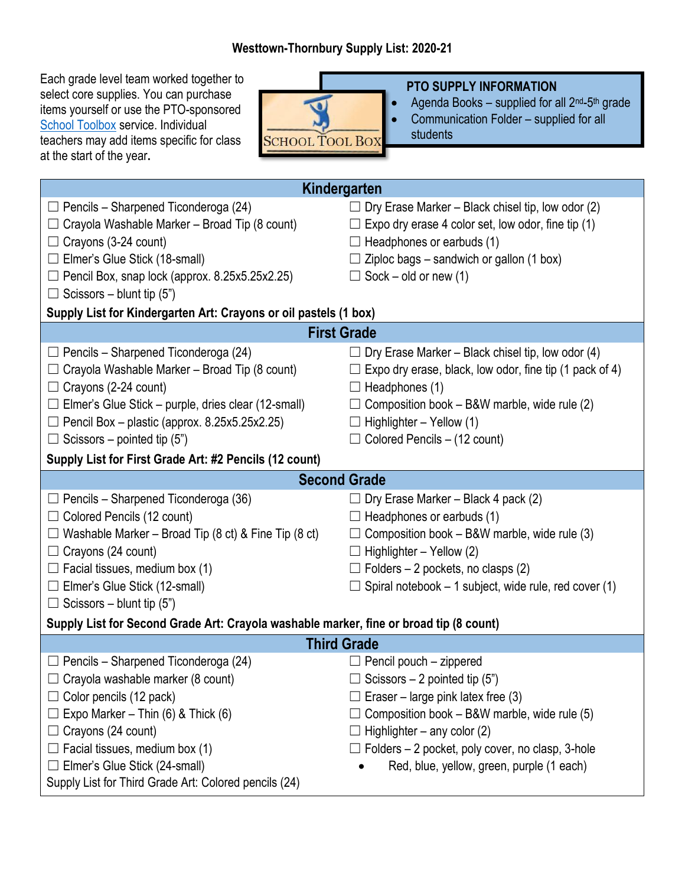# Westtown-Thornbury Supply List: 2020-21

Each grade level team worked together to select core supplies. You can purchase items yourself or use the PTO-sponsored School Toolbox service. Individual teachers may add items specific for class at the start of the year.

**PTO SUPPLY INFORMATION**

- Agenda Books – supplied for all 2nd-5th grade
- Communication Folder – supplied for all students

## Kindergarten

- ☐ Pencils – Sharpened Ticonderoga (24)
- ☐ Crayola Washable Marker – Broad Tip (8 count)
- ☐ Crayons (3-24 count)
- ☐ Elmer's Glue Stick (18-small)
- ☐ Pencil Box, snap lock (approx. 8.25x5.25x2.25)
- ☐ Scissors – blunt tip (5")
- ☐ Dry Erase Marker – Black chisel tip, low odor (2)
- ☐ Expo dry erase 4 color set, low odor, fine tip (1)
- ☐ Headphones or earbuds (1)
- ☐ Ziploc bags – sandwich or gallon (1 box)
- ☐ Sock – old or new (1)

**Supply List for Kindergarten Art: Crayons or oil pastels (1 box)**

## First Grade

- ☐ Pencils – Sharpened Ticonderoga (24)
- ☐ Crayola Washable Marker – Broad Tip (8 count)
- ☐ Crayons (2-24 count)
- ☐ Elmer's Glue Stick – purple, dries clear (12-small)
- ☐ Pencil Box – plastic (approx. 8.25x5.25x2.25)
- ☐ Scissors – pointed tip (5")
- ☐ Dry Erase Marker – Black chisel tip, low odor (4)
- ☐ Expo dry erase, black, low odor, fine tip (1 pack of 4)
- ☐ Headphones (1)
- ☐ Composition book – B&W marble, wide rule (2)
- ☐ Highlighter – Yellow (1)
- ☐ Colored Pencils – (12 count)

**Supply List for First Grade Art: #2 Pencils (12 count)**

## Second Grade

- ☐ Pencils – Sharpened Ticonderoga (36)
- ☐ Colored Pencils (12 count)
- ☐ Washable Marker – Broad Tip (8 ct) & Fine Tip (8 ct)
- ☐ Crayons (24 count)
- ☐ Facial tissues, medium box (1)
- ☐ Elmer's Glue Stick (12-small)
- ☐ Scissors – blunt tip (5")
- ☐ Dry Erase Marker – Black 4 pack (2)
- ☐ Headphones or earbuds (1)
- ☐ Composition book – B&W marble, wide rule (3)
- ☐ Highlighter – Yellow (2)
- ☐ Folders – 2 pockets, no clasps (2)
- ☐ Spiral notebook – 1 subject, wide rule, red cover (1)

**Supply List for Second Grade Art: Crayola washable marker, fine or broad tip (8 count)**

## Third Grade

- ☐ Pencils – Sharpened Ticonderoga (24)
- ☐ Crayola washable marker (8 count)
- ☐ Color pencils (12 pack)
- ☐ Expo Marker – Thin (6) & Thick (6)
- ☐ Crayons (24 count)
- ☐ Facial tissues, medium box (1)
- ☐ Elmer's Glue Stick (24-small)
- ☐ Pencil pouch – zippered
- ☐ Scissors – 2 pointed tip (5")
- ☐ Eraser – large pink latex free (3)
- ☐ Composition book – B&W marble, wide rule (5)
- ☐ Highlighter – any color (2)
- ☐ Folders – 2 pocket, poly cover, no clasp, 3-hole
  - Red, blue, yellow, green, purple (1 each)

Supply List for Third Grade Art: Colored pencils (24)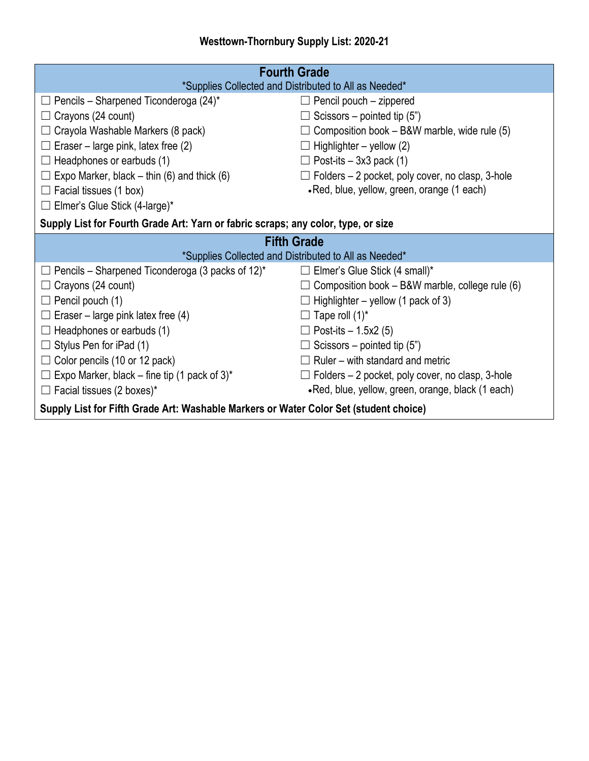**Westtown-Thornbury Supply List: 2020-21**

## Fourth Grade

*Supplies Collected and Distributed to All as Needed*

- ☐ Pencils – Sharpened Ticonderoga (24)*
- ☐ Crayons (24 count)
- ☐ Crayola Washable Markers (8 pack)
- ☐ Eraser – large pink, latex free (2)
- ☐ Headphones or earbuds (1)
- ☐ Expo Marker, black – thin (6) and thick (6)
- ☐ Facial tissues (1 box)
- ☐ Elmer's Glue Stick (4-large)*
- ☐ Pencil pouch – zippered
- ☐ Scissors – pointed tip (5")
- ☐ Composition book – B&W marble, wide rule (5)
- ☐ Highlighter – yellow (2)
- ☐ Post-its – 3x3 pack (1)
- ☐ Folders – 2 pocket, poly cover, no clasp, 3-hole
  - Red, blue, yellow, green, orange (1 each)

**Supply List for Fourth Grade Art: Yarn or fabric scraps; any color, type, or size**

## Fifth Grade

*Supplies Collected and Distributed to All as Needed*

- ☐ Pencils – Sharpened Ticonderoga (3 packs of 12)*
- ☐ Crayons (24 count)
- ☐ Pencil pouch (1)
- ☐ Eraser – large pink latex free (4)
- ☐ Headphones or earbuds (1)
- ☐ Stylus Pen for iPad (1)
- ☐ Color pencils (10 or 12 pack)
- ☐ Expo Marker, black – fine tip (1 pack of 3)*
- ☐ Facial tissues (2 boxes)*
- ☐ Elmer's Glue Stick (4 small)*
- ☐ Composition book – B&W marble, college rule (6)
- ☐ Highlighter – yellow (1 pack of 3)
- ☐ Tape roll (1)*
- ☐ Post-its – 1.5x2 (5)
- ☐ Scissors – pointed tip (5")
- ☐ Ruler – with standard and metric
- ☐ Folders – 2 pocket, poly cover, no clasp, 3-hole
  - Red, blue, yellow, green, orange, black (1 each)

**Supply List for Fifth Grade Art: Washable Markers or Water Color Set (student choice)**